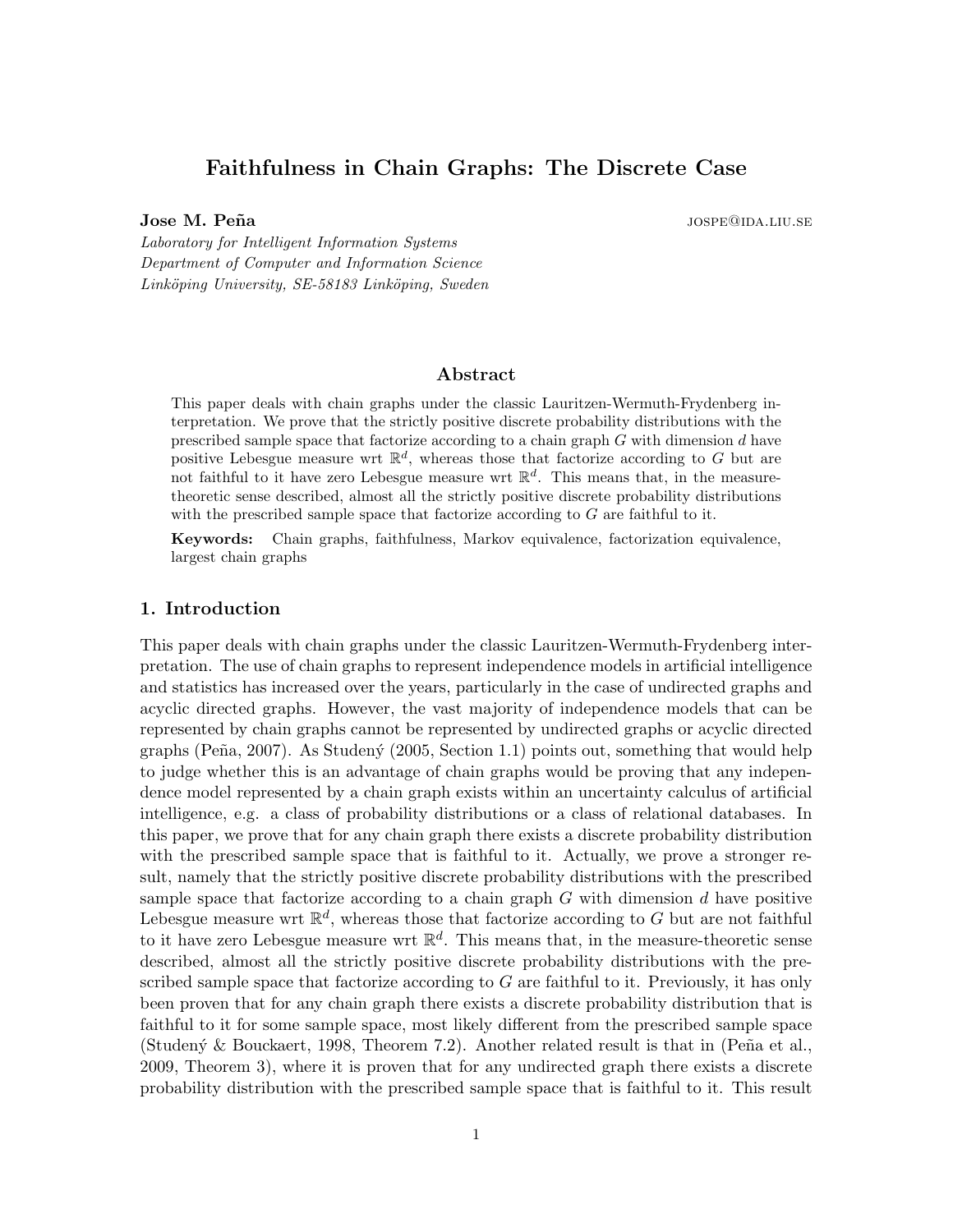# Faithfulness in Chain Graphs: The Discrete Case

**Jose M. Peña** JOSPE@IDA.LIU.SE

*Laboratory for Intelligent Information Systems*
*Department of Computer and Information Science*
*Linköping University, SE-58183 Linköping, Sweden*

## Abstract

This paper deals with chain graphs under the classic Lauritzen-Wermuth-Frydenberg interpretation. We prove that the strictly positive discrete probability distributions with the prescribed sample space that factorize according to a chain graph $G$ with dimension $d$ have positive Lebesgue measure wrt $\mathbb{R}^d$, whereas those that factorize according to $G$ but are not faithful to it have zero Lebesgue measure wrt $\mathbb{R}^d$. This means that, in the measure-theoretic sense described, almost all the strictly positive discrete probability distributions with the prescribed sample space that factorize according to $G$ are faithful to it.

**Keywords:** Chain graphs, faithfulness, Markov equivalence, factorization equivalence, largest chain graphs

## 1. Introduction

This paper deals with chain graphs under the classic Lauritzen-Wermuth-Frydenberg interpretation. The use of chain graphs to represent independence models in artificial intelligence and statistics has increased over the years, particularly in the case of undirected graphs and acyclic directed graphs. However, the vast majority of independence models that can be represented by chain graphs cannot be represented by undirected graphs or acyclic directed graphs (Peña, 2007). As Studený (2005, Section 1.1) points out, something that would help to judge whether this is an advantage of chain graphs would be proving that any independence model represented by a chain graph exists within an uncertainty calculus of artificial intelligence, e.g. a class of probability distributions or a class of relational databases. In this paper, we prove that for any chain graph there exists a discrete probability distribution with the prescribed sample space that is faithful to it. Actually, we prove a stronger result, namely that the strictly positive discrete probability distributions with the prescribed sample space that factorize according to a chain graph $G$ with dimension $d$ have positive Lebesgue measure wrt $\mathbb{R}^d$, whereas those that factorize according to $G$ but are not faithful to it have zero Lebesgue measure wrt $\mathbb{R}^d$. This means that, in the measure-theoretic sense described, almost all the strictly positive discrete probability distributions with the prescribed sample space that factorize according to $G$ are faithful to it. Previously, it has only been proven that for any chain graph there exists a discrete probability distribution that is faithful to it for some sample space, most likely different from the prescribed sample space (Studený & Bouckaert, 1998, Theorem 7.2). Another related result is that in (Peña et al., 2009, Theorem 3), where it is proven that for any undirected graph there exists a discrete probability distribution with the prescribed sample space that is faithful to it. This result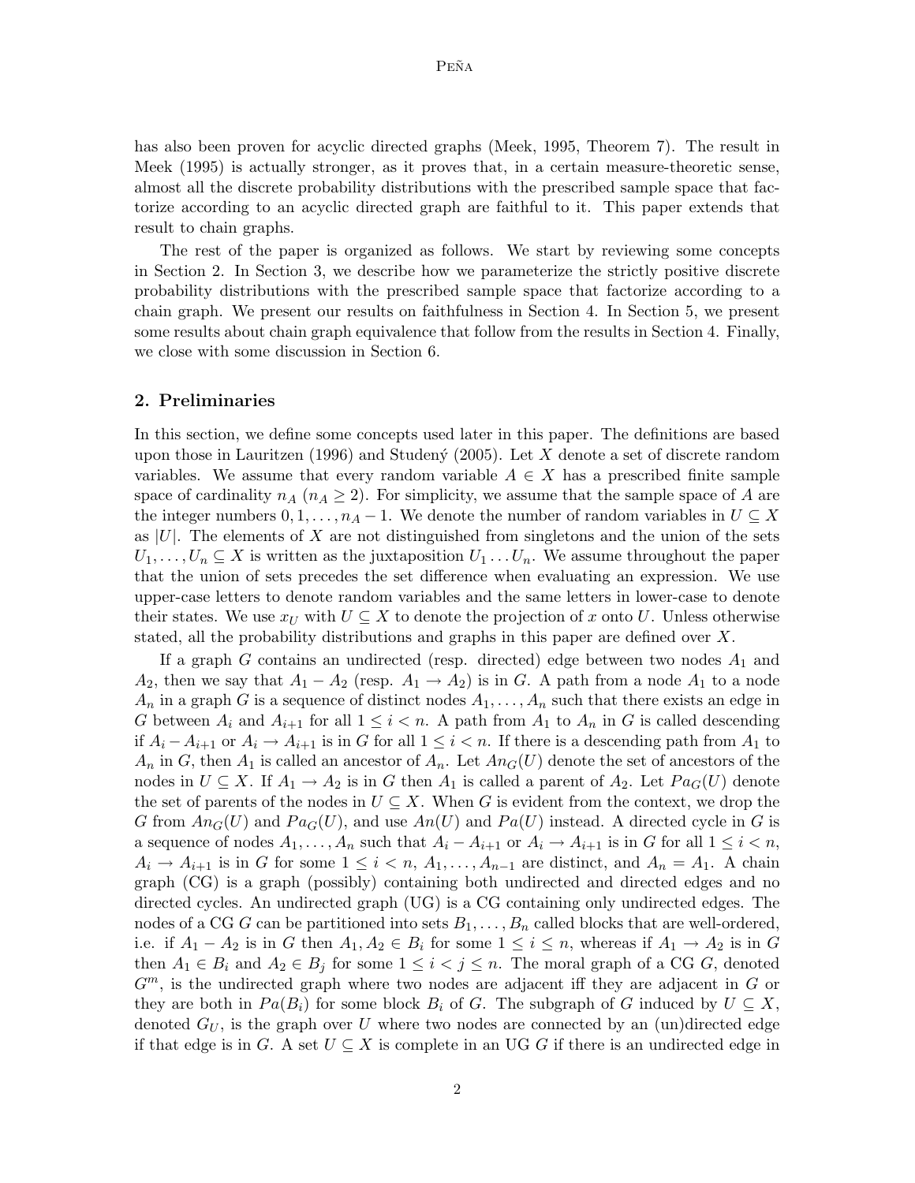has also been proven for acyclic directed graphs (Meek, 1995, Theorem 7). The result in Meek (1995) is actually stronger, as it proves that, in a certain measure-theoretic sense, almost all the discrete probability distributions with the prescribed sample space that factorize according to an acyclic directed graph are faithful to it. This paper extends that result to chain graphs.

The rest of the paper is organized as follows. We start by reviewing some concepts in Section 2. In Section 3, we describe how we parameterize the strictly positive discrete probability distributions with the prescribed sample space that factorize according to a chain graph. We present our results on faithfulness in Section 4. In Section 5, we present some results about chain graph equivalence that follow from the results in Section 4. Finally, we close with some discussion in Section 6.

## 2. Preliminaries

In this section, we define some concepts used later in this paper. The definitions are based upon those in Lauritzen (1996) and Studený (2005). Let $X$ denote a set of discrete random variables. We assume that every random variable $A \in X$ has a prescribed finite sample space of cardinality $n_A$ ($n_A \geq 2$). For simplicity, we assume that the sample space of $A$ are the integer numbers $0, 1, \ldots, n_A - 1$. We denote the number of random variables in $U \subseteq X$ as $|U|$. The elements of $X$ are not distinguished from singletons and the union of the sets $U_1, \ldots, U_n \subseteq X$ is written as the juxtaposition $U_1 \ldots U_n$. We assume throughout the paper that the union of sets precedes the set difference when evaluating an expression. We use upper-case letters to denote random variables and the same letters in lower-case to denote their states. We use $x_U$ with $U \subseteq X$ to denote the projection of $x$ onto $U$. Unless otherwise stated, all the probability distributions and graphs in this paper are defined over $X$.

If a graph $G$ contains an undirected (resp. directed) edge between two nodes $A_1$ and $A_2$, then we say that $A_1 - A_2$ (resp. $A_1 \rightarrow A_2$) is in $G$. A path from a node $A_1$ to a node $A_n$ in a graph $G$ is a sequence of distinct nodes $A_1, \ldots, A_n$ such that there exists an edge in $G$ between $A_i$ and $A_{i+1}$ for all $1 \leq i < n$. A path from $A_1$ to $A_n$ in $G$ is called descending if $A_i - A_{i+1}$ or $A_i \rightarrow A_{i+1}$ is in $G$ for all $1 \leq i < n$. If there is a descending path from $A_1$ to $A_n$ in $G$, then $A_1$ is called an ancestor of $A_n$. Let $An_G(U)$ denote the set of ancestors of the nodes in $U \subseteq X$. If $A_1 \rightarrow A_2$ is in $G$ then $A_1$ is called a parent of $A_2$. Let $Pa_G(U)$ denote the set of parents of the nodes in $U \subseteq X$. When $G$ is evident from the context, we drop the $G$ from $An_G(U)$ and $Pa_G(U)$, and use $An(U)$ and $Pa(U)$ instead. A directed cycle in $G$ is a sequence of nodes $A_1, \ldots, A_n$ such that $A_i - A_{i+1}$ or $A_i \rightarrow A_{i+1}$ is in $G$ for all $1 \leq i < n$, $A_i \rightarrow A_{i+1}$ is in $G$ for some $1 \leq i < n$, $A_1, \ldots, A_{n-1}$ are distinct, and $A_n = A_1$. A chain graph (CG) is a graph (possibly) containing both undirected and directed edges and no directed cycles. An undirected graph (UG) is a CG containing only undirected edges. The nodes of a CG $G$ can be partitioned into sets $B_1, \ldots, B_n$ called blocks that are well-ordered, i.e. if $A_1 - A_2$ is in $G$ then $A_1, A_2 \in B_i$ for some $1 \leq i \leq n$, whereas if $A_1 \rightarrow A_2$ is in $G$ then $A_1 \in B_i$ and $A_2 \in B_j$ for some $1 \leq i < j \leq n$. The moral graph of a CG $G$, denoted $G^m$, is the undirected graph where two nodes are adjacent iff they are adjacent in $G$ or they are both in $Pa(B_i)$ for some block $B_i$ of $G$. The subgraph of $G$ induced by $U \subseteq X$, denoted $G_U$, is the graph over $U$ where two nodes are connected by an (un)directed edge if that edge is in $G$. A set $U \subseteq X$ is complete in an UG $G$ if there is an undirected edge in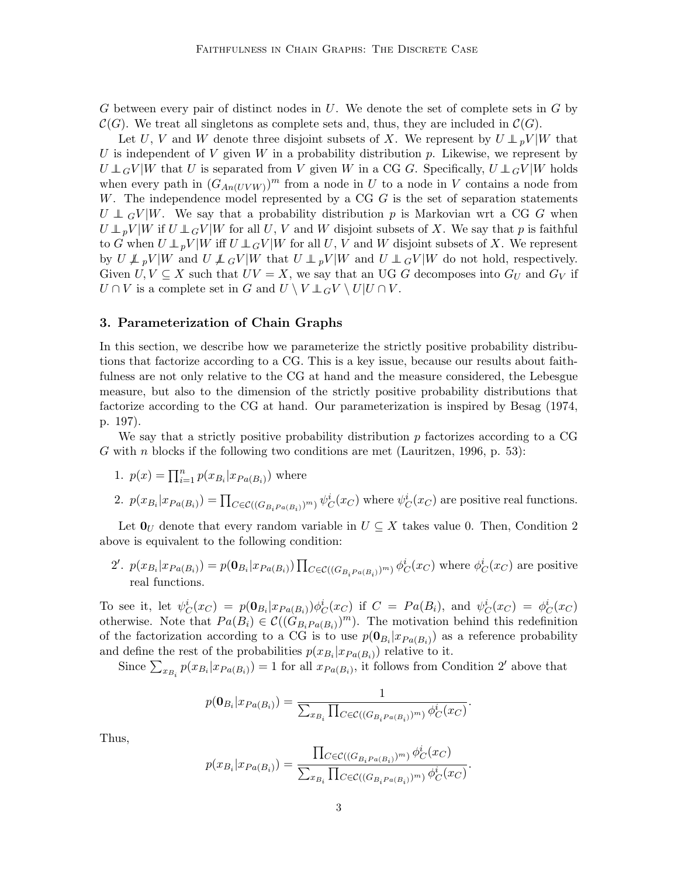$G$ between every pair of distinct nodes in $U$. We denote the set of complete sets in $G$ by $\mathcal{C}(G)$. We treat all singletons as complete sets and, thus, they are included in $\mathcal{C}(G)$.

Let $U$, $V$ and $W$ denote three disjoint subsets of $X$. We represent by $U \perp\!\!\!\perp_p V|W$ that $U$ is independent of $V$ given $W$ in a probability distribution $p$. Likewise, we represent by $U \perp\!\!\!\perp_G V|W$ that $U$ is separated from $V$ given $W$ in a CG $G$. Specifically, $U \perp\!\!\!\perp_G V|W$ holds when every path in $(G_{An(UVW)})^m$ from a node in $U$ to a node in $V$ contains a node from $W$. The independence model represented by a CG $G$ is the set of separation statements $U \perp\!\!\!\perp_G V|W$. We say that a probability distribution $p$ is Markovian wrt a CG $G$ when $U \perp\!\!\!\perp_p V|W$ if $U \perp\!\!\!\perp_G V|W$ for all $U$, $V$ and $W$ disjoint subsets of $X$. We say that $p$ is faithful to $G$ when $U \perp\!\!\!\perp_p V|W$ iff $U \perp\!\!\!\perp_G V|W$ for all $U$, $V$ and $W$ disjoint subsets of $X$. We represent by $U \not\perp\!\!\!\perp_p V|W$ and $U \not\perp\!\!\!\perp_G V|W$ that $U \perp\!\!\!\perp_p V|W$ and $U \perp\!\!\!\perp_G V|W$ do not hold, respectively. Given $U, V \subseteq X$ such that $UV = X$, we say that an UG $G$ decomposes into $G_U$ and $G_V$ if $U \cap V$ is a complete set in $G$ and $U \setminus V \perp\!\!\!\perp_G V \setminus U | U \cap V$.

## 3. Parameterization of Chain Graphs

In this section, we describe how we parameterize the strictly positive probability distributions that factorize according to a CG. This is a key issue, because our results about faithfulness are not only relative to the CG at hand and the measure considered, the Lebesgue measure, but also to the dimension of the strictly positive probability distributions that factorize according to the CG at hand. Our parameterization is inspired by Besag (1974, p. 197).

We say that a strictly positive probability distribution $p$ factorizes according to a CG $G$ with $n$ blocks if the following two conditions are met (Lauritzen, 1996, p. 53):

1. $p(x) = \prod_{i=1}^{n} p(x_{B_i}|x_{Pa(B_i)})$ where
2. $p(x_{B_i}|x_{Pa(B_i)}) = \prod_{C \in \mathcal{C}((G_{B_i Pa(B_i)})^m)} \psi_C^i(x_C)$ where $\psi_C^i(x_C)$ are positive real functions.

Let $\mathbf{0}_U$ denote that every random variable in $U \subseteq X$ takes value 0. Then, Condition 2 above is equivalent to the following condition:

2′. $p(x_{B_i}|x_{Pa(B_i)}) = p(\mathbf{0}_{B_i}|x_{Pa(B_i)}) \prod_{C \in \mathcal{C}((G_{B_i Pa(B_i)})^m)} \phi_C^i(x_C)$ where $\phi_C^i(x_C)$ are positive real functions.

To see it, let $\psi_C^i(x_C) = p(\mathbf{0}_{B_i}|x_{Pa(B_i)})\phi_C^i(x_C)$ if $C = Pa(B_i)$, and $\psi_C^i(x_C) = \phi_C^i(x_C)$ otherwise. Note that $Pa(B_i) \in \mathcal{C}((G_{B_i Pa(B_i)})^m)$. The motivation behind this redefinition of the factorization according to a CG is to use $p(\mathbf{0}_{B_i}|x_{Pa(B_i)})$ as a reference probability and define the rest of the probabilities $p(x_{B_i}|x_{Pa(B_i)})$ relative to it.

Since $\sum_{x_{B_i}} p(x_{B_i}|x_{Pa(B_i)}) = 1$ for all $x_{Pa(B_i)}$, it follows from Condition 2′ above that

$$p(\mathbf{0}_{B_i}|x_{Pa(B_i)}) = \frac{1}{\sum_{x_{B_i}} \prod_{C \in \mathcal{C}((G_{B_i Pa(B_i)})^m)} \phi_C^i(x_C)}.$$

Thus,

$$p(x_{B_i}|x_{Pa(B_i)}) = \frac{\prod_{C \in \mathcal{C}((G_{B_i Pa(B_i)})^m)} \phi_C^i(x_C)}{\sum_{x_{B_i}} \prod_{C \in \mathcal{C}((G_{B_i Pa(B_i)})^m)} \phi_C^i(x_C)}.$$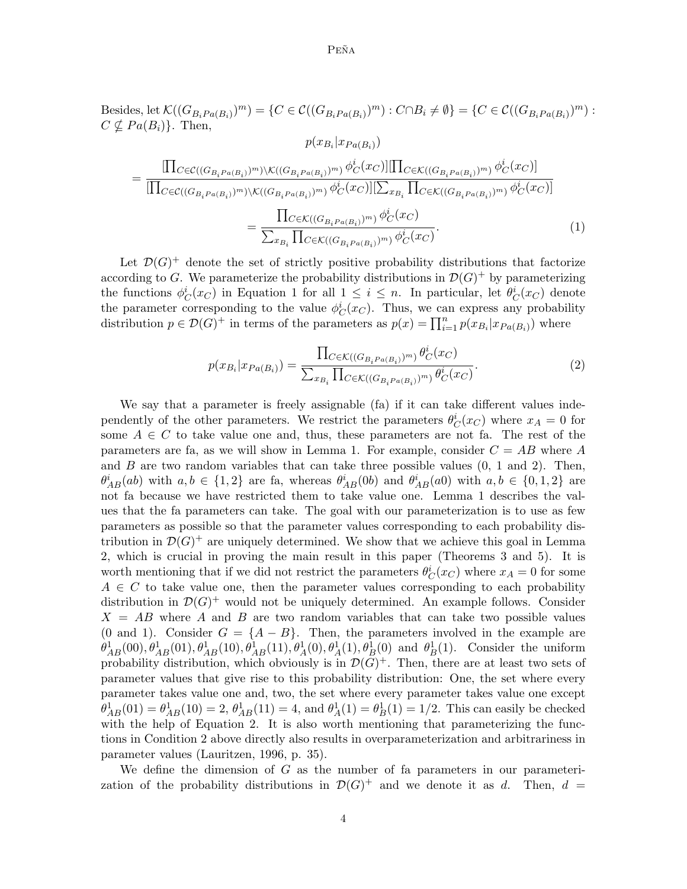Besides, let $\mathcal{K}((G_{B_i Pa(B_i)})^m) = \{C \in \mathcal{C}((G_{B_i Pa(B_i)})^m) : C \cap B_i \neq \emptyset\} = \{C \in \mathcal{C}((G_{B_i Pa(B_i)})^m) : C \nsubseteq Pa(B_i)\}$. Then,

$$
\begin{aligned}
& p(x_{B_i}|x_{Pa(B_i)}) \\
&= \frac{[\prod_{C \in \mathcal{C}((G_{B_i Pa(B_i)})^m) \setminus \mathcal{K}((G_{B_i Pa(B_i)})^m)} \phi^i_C(x_C)][\prod_{C \in \mathcal{K}((G_{B_i Pa(B_i)})^m)} \phi^i_C(x_C)]}{[\prod_{C \in \mathcal{C}((G_{B_i Pa(B_i)})^m) \setminus \mathcal{K}((G_{B_i Pa(B_i)})^m)} \phi^i_C(x_C)][\sum_{x_{B_i}} \prod_{C \in \mathcal{K}((G_{B_i Pa(B_i)})^m)} \phi^i_C(x_C)]} \\
&= \frac{\prod_{C \in \mathcal{K}((G_{B_i Pa(B_i)})^m)} \phi^i_C(x_C)}{\sum_{x_{B_i}} \prod_{C \in \mathcal{K}((G_{B_i Pa(B_i)})^m)} \phi^i_C(x_C)}. \qquad (1)
\end{aligned}
$$

Let $\mathcal{D}(G)^+$ denote the set of strictly positive probability distributions that factorize according to $G$. We parameterize the probability distributions in $\mathcal{D}(G)^+$ by parameterizing the functions $\phi^i_C(x_C)$ in Equation 1 for all $1 \leq i \leq n$. In particular, let $\theta^i_C(x_C)$ denote the parameter corresponding to the value $\phi^i_C(x_C)$. Thus, we can express any probability distribution $p \in \mathcal{D}(G)^+$ in terms of the parameters as $p(x) = \prod_{i=1}^n p(x_{B_i}|x_{Pa(B_i)})$ where

$$
p(x_{B_i}|x_{Pa(B_i)}) = \frac{\prod_{C \in \mathcal{K}((G_{B_i Pa(B_i)})^m)} \theta^i_C(x_C)}{\sum_{x_{B_i}} \prod_{C \in \mathcal{K}((G_{B_i Pa(B_i)})^m)} \theta^i_C(x_C)}. \qquad (2)
$$

We say that a parameter is freely assignable (fa) if it can take different values independently of the other parameters. We restrict the parameters $\theta^i_C(x_C)$ where $x_A = 0$ for some $A \in C$ to take value one and, thus, these parameters are not fa. The rest of the parameters are fa, as we will show in Lemma 1. For example, consider $C = AB$ where $A$ and $B$ are two random variables that can take three possible values (0, 1 and 2). Then, $\theta^i_{AB}(ab)$ with $a, b \in \{1, 2\}$ are fa, whereas $\theta^i_{AB}(0b)$ and $\theta^i_{AB}(a0)$ with $a, b \in \{0, 1, 2\}$ are not fa because we have restricted them to take value one. Lemma 1 describes the values that the fa parameters can take. The goal with our parameterization is to use as few parameters as possible so that the parameter values corresponding to each probability distribution in $\mathcal{D}(G)^+$ are uniquely determined. We show that we achieve this goal in Lemma 2, which is crucial in proving the main result in this paper (Theorems 3 and 5). It is worth mentioning that if we did not restrict the parameters $\theta^i_C(x_C)$ where $x_A = 0$ for some $A \in C$ to take value one, then the parameter values corresponding to each probability distribution in $\mathcal{D}(G)^+$ would not be uniquely determined. An example follows. Consider $X = AB$ where $A$ and $B$ are two random variables that can take two possible values (0 and 1). Consider $G = \{A - B\}$. Then, the parameters involved in the example are $\theta^1_{AB}(00), \theta^1_{AB}(01), \theta^1_{AB}(10), \theta^1_{AB}(11), \theta^1_A(0), \theta^1_A(1), \theta^1_B(0)$ and $\theta^1_B(1)$. Consider the uniform probability distribution, which obviously is in $\mathcal{D}(G)^+$. Then, there are at least two sets of parameter values that give rise to this probability distribution: One, the set where every parameter takes value one and, two, the set where every parameter takes value one except $\theta^1_{AB}(01) = \theta^1_{AB}(10) = 2$, $\theta^1_{AB}(11) = 4$, and $\theta^1_A(1) = \theta^1_B(1) = 1/2$. This can easily be checked with the help of Equation 2. It is also worth mentioning that parameterizing the functions in Condition 2 above directly also results in overparameterization and arbitrariness in parameter values (Lauritzen, 1996, p. 35).

We define the dimension of $G$ as the number of fa parameters in our parameterization of the probability distributions in $\mathcal{D}(G)^+$ and we denote it as $d$. Then, $d =$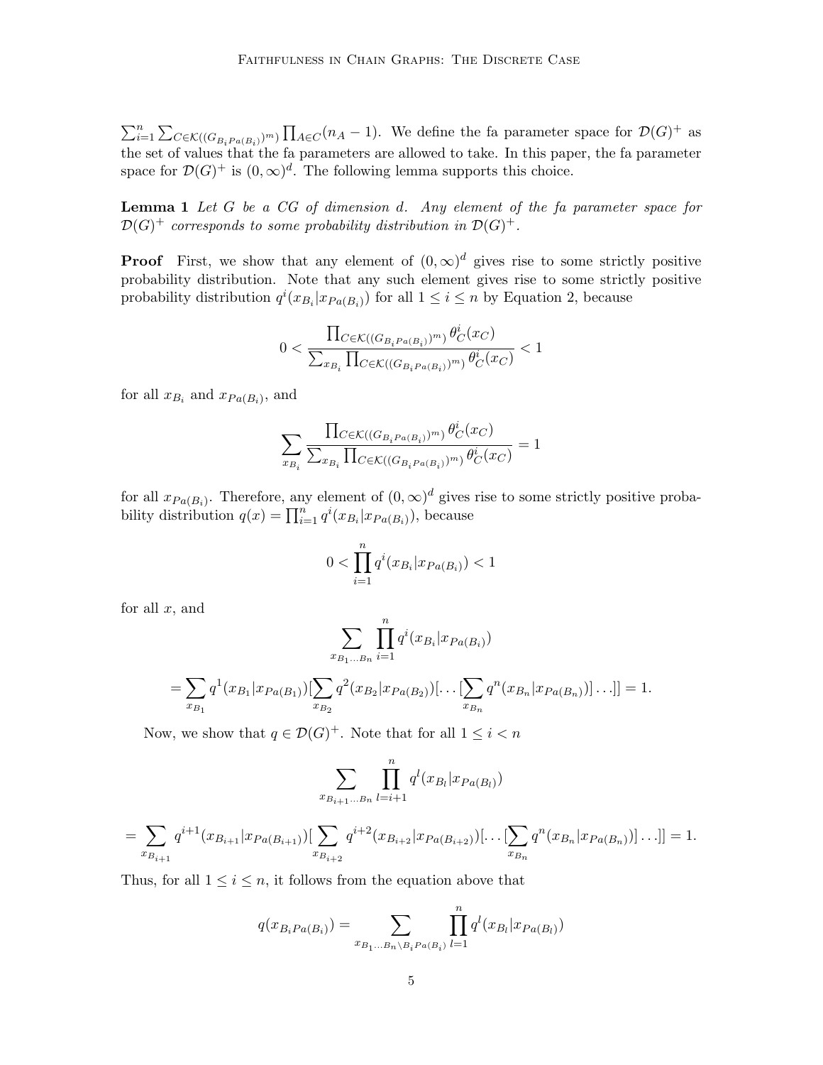$\sum_{i=1}^{n} \sum_{C \in \mathcal{K}((G_{B_i Pa(B_i)})^m)} \prod_{A \in C} (n_A - 1)$. We define the fa parameter space for $\mathcal{D}(G)^+$ as the set of values that the fa parameters are allowed to take. In this paper, the fa parameter space for $\mathcal{D}(G)^+$ is $(0, \infty)^d$. The following lemma supports this choice.

**Lemma 1** *Let $G$ be a CG of dimension $d$. Any element of the fa parameter space for $\mathcal{D}(G)^+$ corresponds to some probability distribution in $\mathcal{D}(G)^+$.*

**Proof** First, we show that any element of $(0, \infty)^d$ gives rise to some strictly positive probability distribution. Note that any such element gives rise to some strictly positive probability distribution $q^i(x_{B_i}|x_{Pa(B_i)})$ for all $1 \leq i \leq n$ by Equation 2, because

$$0 < \frac{\prod_{C \in \mathcal{K}((G_{B_i Pa(B_i)})^m)} \theta_C^i(x_C)}{\sum_{x_{B_i}} \prod_{C \in \mathcal{K}((G_{B_i Pa(B_i)})^m)} \theta_C^i(x_C)} < 1$$

for all $x_{B_i}$ and $x_{Pa(B_i)}$, and

$$\sum_{x_{B_i}} \frac{\prod_{C \in \mathcal{K}((G_{B_i Pa(B_i)})^m)} \theta_C^i(x_C)}{\sum_{x_{B_i}} \prod_{C \in \mathcal{K}((G_{B_i Pa(B_i)})^m)} \theta_C^i(x_C)} = 1$$

for all $x_{Pa(B_i)}$. Therefore, any element of $(0, \infty)^d$ gives rise to some strictly positive probability distribution $q(x) = \prod_{i=1}^{n} q^i(x_{B_i}|x_{Pa(B_i)})$, because

$$0 < \prod_{i=1}^{n} q^i(x_{B_i}|x_{Pa(B_i)}) < 1$$

for all $x$, and

$$\sum_{x_{B_1 \ldots B_n}} \prod_{i=1}^{n} q^i(x_{B_i}|x_{Pa(B_i)})$$

$$= \sum_{x_{B_1}} q^1(x_{B_1}|x_{Pa(B_1)}) [\sum_{x_{B_2}} q^2(x_{B_2}|x_{Pa(B_2)}) [\ldots [\sum_{x_{B_n}} q^n(x_{B_n}|x_{Pa(B_n)})] \ldots]] = 1.$$

Now, we show that $q \in \mathcal{D}(G)^+$. Note that for all $1 \leq i < n$

$$\sum_{x_{B_{i+1} \ldots B_n}} \prod_{l=i+1}^{n} q^l(x_{B_l}|x_{Pa(B_l)})$$

$$= \sum_{x_{B_{i+1}}} q^{i+1}(x_{B_{i+1}}|x_{Pa(B_{i+1})}) [\sum_{x_{B_{i+2}}} q^{i+2}(x_{B_{i+2}}|x_{Pa(B_{i+2})}) [\ldots [\sum_{x_{B_n}} q^n(x_{B_n}|x_{Pa(B_n)})] \ldots]] = 1.$$

Thus, for all $1 \leq i \leq n$, it follows from the equation above that

$$q(x_{B_i Pa(B_i)}) = \sum_{x_{B_1 \ldots B_n \setminus B_i Pa(B_i)}} \prod_{l=1}^{n} q^l(x_{B_l}|x_{Pa(B_l)})$$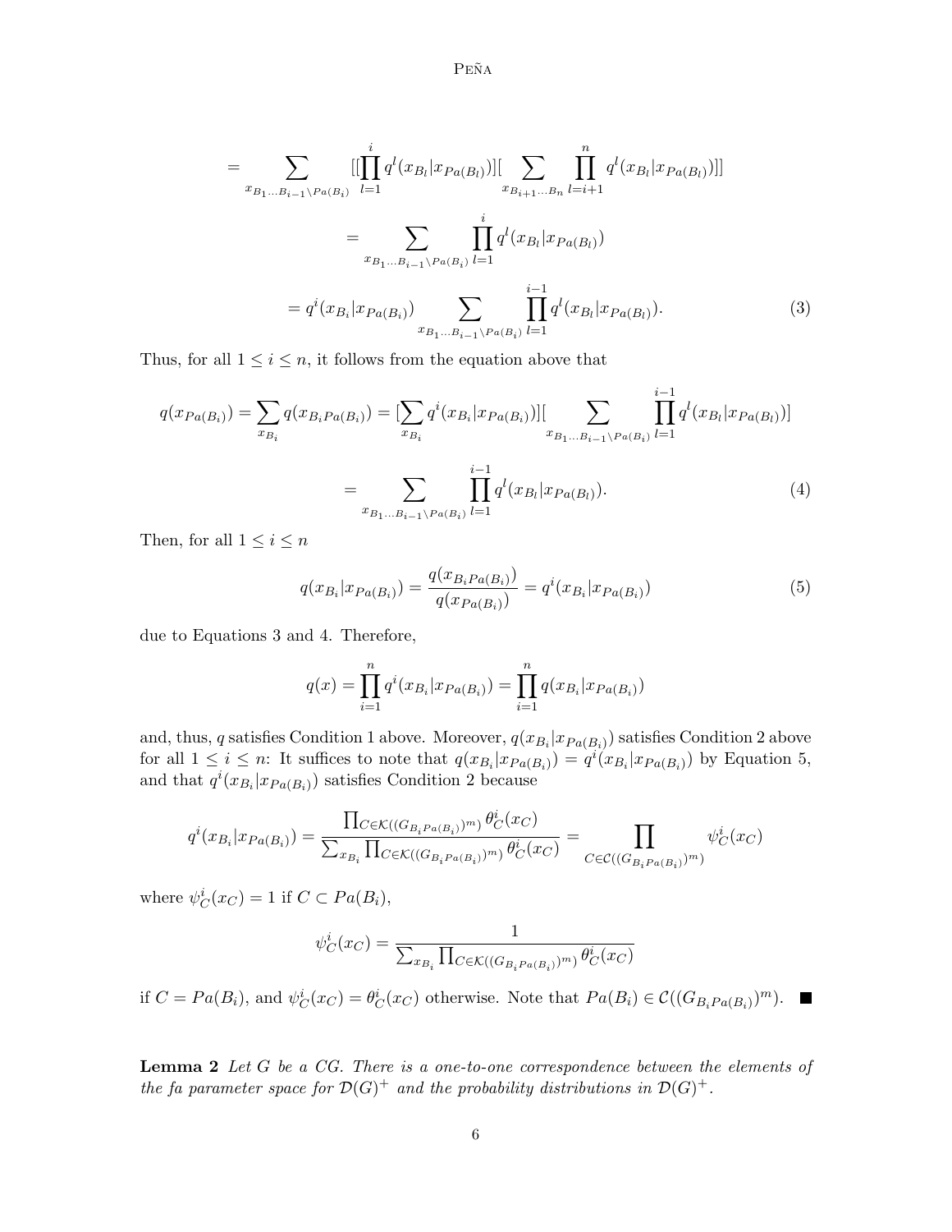$$= \sum_{x_{B_1 \ldots B_{i-1} \setminus Pa(B_i)}} [[\prod_{l=1}^{i} q^l(x_{B_l}|x_{Pa(B_l)})][\sum_{x_{B_{i+1} \ldots B_n}} \prod_{l=i+1}^{n} q^l(x_{B_l}|x_{Pa(B_l)})]]$$

$$= \sum_{x_{B_1 \ldots B_{i-1} \setminus Pa(B_i)}} \prod_{l=1}^{i} q^l(x_{B_l}|x_{Pa(B_l)})$$

$$= q^i(x_{B_i}|x_{Pa(B_i)}) \sum_{x_{B_1 \ldots B_{i-1} \setminus Pa(B_i)}} \prod_{l=1}^{i-1} q^l(x_{B_l}|x_{Pa(B_l)}). \tag{3}$$

Thus, for all $1 \leq i \leq n$, it follows from the equation above that

$$q(x_{Pa(B_i)}) = \sum_{x_{B_i}} q(x_{B_i Pa(B_i)}) = [\sum_{x_{B_i}} q^i(x_{B_i}|x_{Pa(B_i)})][\sum_{x_{B_1 \ldots B_{i-1} \setminus Pa(B_i)}} \prod_{l=1}^{i-1} q^l(x_{B_l}|x_{Pa(B_l)})]$$

$$= \sum_{x_{B_1 \ldots B_{i-1} \setminus Pa(B_i)}} \prod_{l=1}^{i-1} q^l(x_{B_l}|x_{Pa(B_l)}). \tag{4}$$

Then, for all $1 \leq i \leq n$

$$q(x_{B_i}|x_{Pa(B_i)}) = \frac{q(x_{B_i Pa(B_i)})}{q(x_{Pa(B_i)})} = q^i(x_{B_i}|x_{Pa(B_i)}) \tag{5}$$

due to Equations 3 and 4. Therefore,

$$q(x) = \prod_{i=1}^{n} q^i(x_{B_i}|x_{Pa(B_i)}) = \prod_{i=1}^{n} q(x_{B_i}|x_{Pa(B_i)})$$

and, thus, $q$ satisfies Condition 1 above. Moreover, $q(x_{B_i}|x_{Pa(B_i)})$ satisfies Condition 2 above for all $1 \leq i \leq n$: It suffices to note that $q(x_{B_i}|x_{Pa(B_i)}) = q^i(x_{B_i}|x_{Pa(B_i)})$ by Equation 5, and that $q^i(x_{B_i}|x_{Pa(B_i)})$ satisfies Condition 2 because

$$q^i(x_{B_i}|x_{Pa(B_i)}) = \frac{\prod_{C \in \mathcal{K}((G_{B_i Pa(B_i)})^m)} \theta^i_C(x_C)}{\sum_{x_{B_i}} \prod_{C \in \mathcal{K}((G_{B_i Pa(B_i)})^m)} \theta^i_C(x_C)} = \prod_{C \in \mathcal{C}((G_{B_i Pa(B_i)})^m)} \psi^i_C(x_C)$$

where $\psi^i_C(x_C) = 1$ if $C \subset Pa(B_i)$,

$$\psi^i_C(x_C) = \frac{1}{\sum_{x_{B_i}} \prod_{C \in \mathcal{K}((G_{B_i Pa(B_i)})^m)} \theta^i_C(x_C)}$$

if $C = Pa(B_i)$, and $\psi^i_C(x_C) = \theta^i_C(x_C)$ otherwise. Note that $Pa(B_i) \in \mathcal{C}((G_{B_i Pa(B_i)})^m)$. ■

**Lemma 2** *Let $G$ be a CG. There is a one-to-one correspondence between the elements of the fa parameter space for $\mathcal{D}(G)^+$ and the probability distributions in $\mathcal{D}(G)^+$.*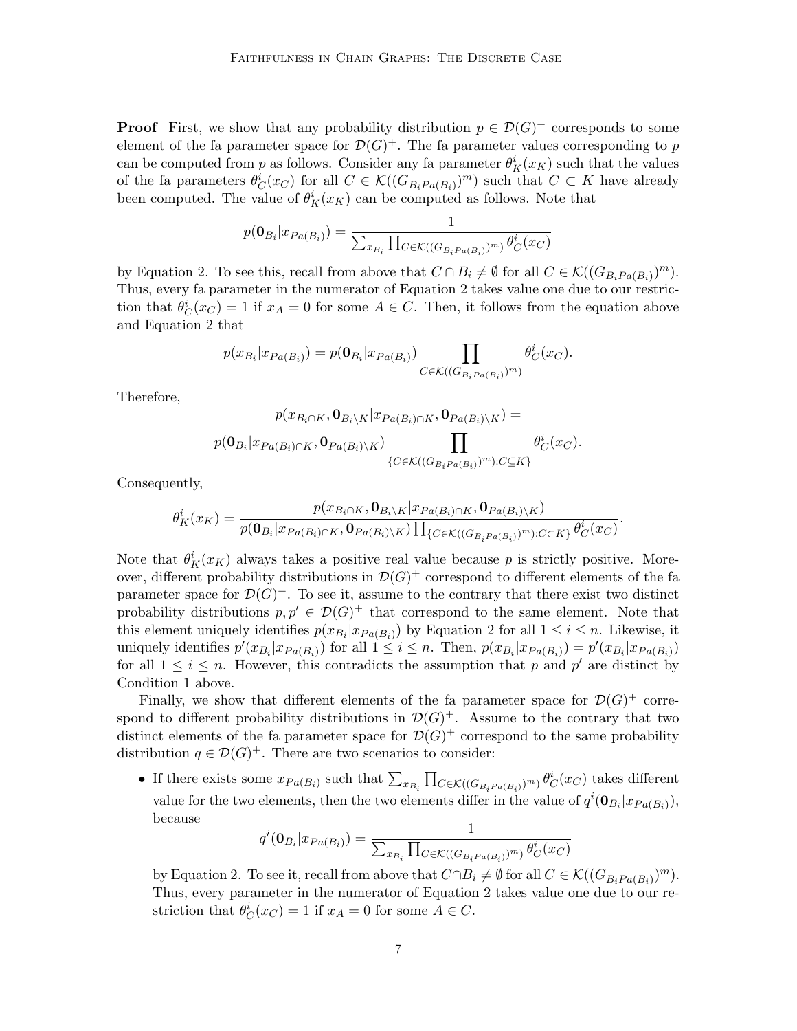**Proof** First, we show that any probability distribution $p \in \mathcal{D}(G)^+$ corresponds to some element of the fa parameter space for $\mathcal{D}(G)^+$. The fa parameter values corresponding to $p$ can be computed from $p$ as follows. Consider any fa parameter $\theta^i_K(x_K)$ such that the values of the fa parameters $\theta^i_C(x_C)$ for all $C \in \mathcal{K}((G_{B_i Pa(B_i)})^m)$ such that $C \subset K$ have already been computed. The value of $\theta^i_K(x_K)$ can be computed as follows. Note that

$$p(\mathbf{0}_{B_i}|x_{Pa(B_i)}) = \frac{1}{\sum_{x_{B_i}} \prod_{C \in \mathcal{K}((G_{B_i Pa(B_i)})^m)} \theta^i_C(x_C)}$$

by Equation 2. To see this, recall from above that $C \cap B_i \neq \emptyset$ for all $C \in \mathcal{K}((G_{B_i Pa(B_i)})^m)$. Thus, every fa parameter in the numerator of Equation 2 takes value one due to our restriction that $\theta^i_C(x_C) = 1$ if $x_A = 0$ for some $A \in C$. Then, it follows from the equation above and Equation 2 that

$$p(x_{B_i}|x_{Pa(B_i)}) = p(\mathbf{0}_{B_i}|x_{Pa(B_i)}) \prod_{C \in \mathcal{K}((G_{B_i Pa(B_i)})^m)} \theta^i_C(x_C).$$

Therefore,

$$p(x_{B_i \cap K}, \mathbf{0}_{B_i \setminus K}|x_{Pa(B_i) \cap K}, \mathbf{0}_{Pa(B_i) \setminus K}) =$$
$$p(\mathbf{0}_{B_i}|x_{Pa(B_i) \cap K}, \mathbf{0}_{Pa(B_i) \setminus K}) \prod_{\{C \in \mathcal{K}((G_{B_i Pa(B_i)})^m) : C \subseteq K\}} \theta^i_C(x_C).$$

Consequently,

$$\theta^i_K(x_K) = \frac{p(x_{B_i \cap K}, \mathbf{0}_{B_i \setminus K}|x_{Pa(B_i) \cap K}, \mathbf{0}_{Pa(B_i) \setminus K})}{p(\mathbf{0}_{B_i}|x_{Pa(B_i) \cap K}, \mathbf{0}_{Pa(B_i) \setminus K}) \prod_{\{C \in \mathcal{K}((G_{B_i Pa(B_i)})^m) : C \subset K\}} \theta^i_C(x_C)}.$$

Note that $\theta^i_K(x_K)$ always takes a positive real value because $p$ is strictly positive. Moreover, different probability distributions in $\mathcal{D}(G)^+$ correspond to different elements of the fa parameter space for $\mathcal{D}(G)^+$. To see it, assume to the contrary that there exist two distinct probability distributions $p, p' \in \mathcal{D}(G)^+$ that correspond to the same element. Note that this element uniquely identifies $p(x_{B_i}|x_{Pa(B_i)})$ by Equation 2 for all $1 \leq i \leq n$. Likewise, it uniquely identifies $p'(x_{B_i}|x_{Pa(B_i)})$ for all $1 \leq i \leq n$. Then, $p(x_{B_i}|x_{Pa(B_i)}) = p'(x_{B_i}|x_{Pa(B_i)})$ for all $1 \leq i \leq n$. However, this contradicts the assumption that $p$ and $p'$ are distinct by Condition 1 above.

Finally, we show that different elements of the fa parameter space for $\mathcal{D}(G)^+$ correspond to different probability distributions in $\mathcal{D}(G)^+$. Assume to the contrary that two distinct elements of the fa parameter space for $\mathcal{D}(G)^+$ correspond to the same probability distribution $q \in \mathcal{D}(G)^+$. There are two scenarios to consider:

- If there exists some $x_{Pa(B_i)}$ such that $\sum_{x_{B_i}} \prod_{C \in \mathcal{K}((G_{B_i Pa(B_i)})^m)} \theta^i_C(x_C)$ takes different value for the two elements, then the two elements differ in the value of $q^i(\mathbf{0}_{B_i}|x_{Pa(B_i)})$, because

$$q^i(\mathbf{0}_{B_i}|x_{Pa(B_i)}) = \frac{1}{\sum_{x_{B_i}} \prod_{C \in \mathcal{K}((G_{B_i Pa(B_i)})^m)} \theta^i_C(x_C)}$$

  by Equation 2. To see it, recall from above that $C \cap B_i \neq \emptyset$ for all $C \in \mathcal{K}((G_{B_i Pa(B_i)})^m)$. Thus, every parameter in the numerator of Equation 2 takes value one due to our restriction that $\theta^i_C(x_C) = 1$ if $x_A = 0$ for some $A \in C$.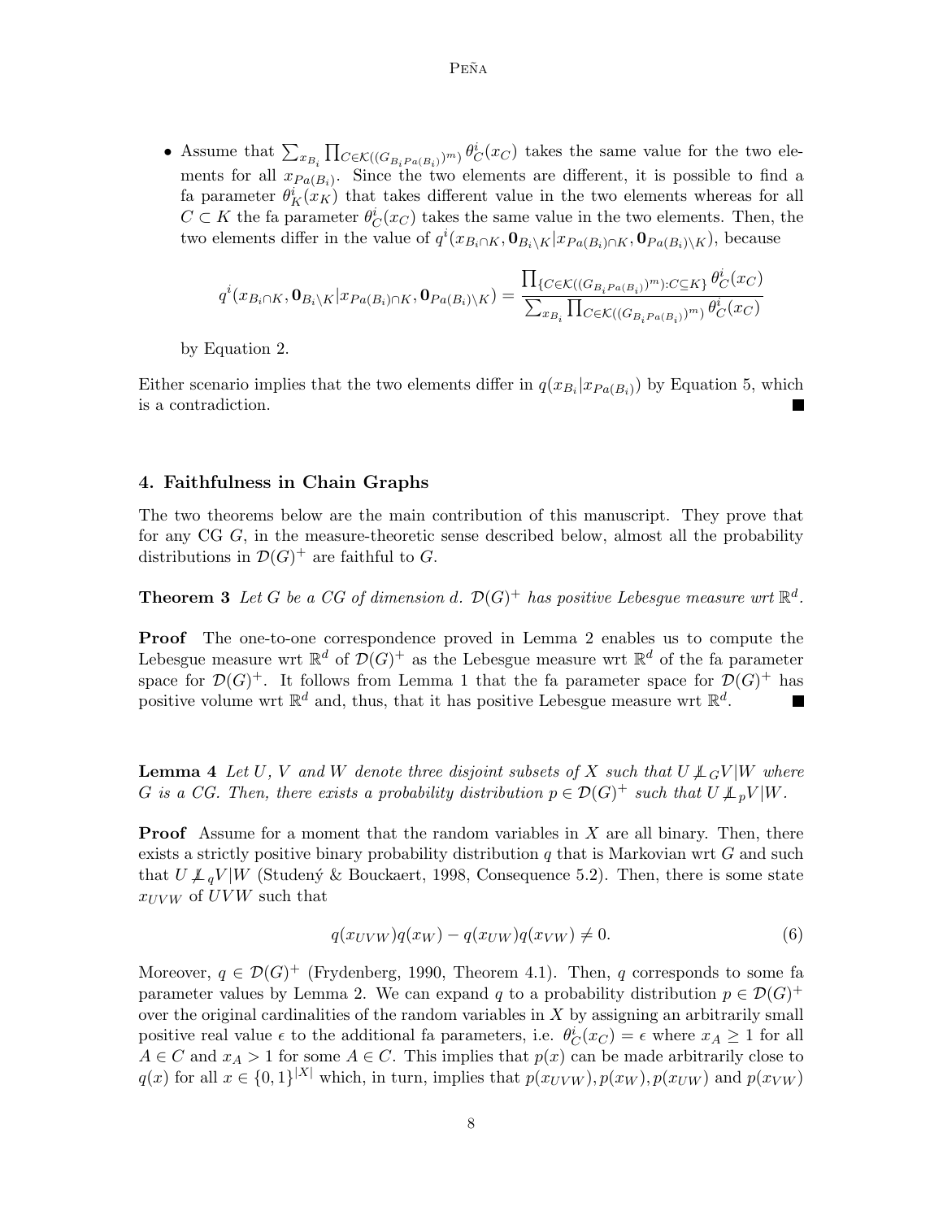- Assume that $\sum_{x_{B_i}} \prod_{C \in \mathcal{K}((G_{B_i Pa(B_i)})^m)} \theta^i_C(x_C)$ takes the same value for the two elements for all $x_{Pa(B_i)}$. Since the two elements are different, it is possible to find a fa parameter $\theta^i_K(x_K)$ that takes different value in the two elements whereas for all $C \subset K$ the fa parameter $\theta^i_C(x_C)$ takes the same value in the two elements. Then, the two elements differ in the value of $q^i(x_{B_i \cap K}, \mathbf{0}_{B_i \setminus K} | x_{Pa(B_i) \cap K}, \mathbf{0}_{Pa(B_i) \setminus K})$, because

$$q^i(x_{B_i \cap K}, \mathbf{0}_{B_i \setminus K} | x_{Pa(B_i) \cap K}, \mathbf{0}_{Pa(B_i) \setminus K}) = \frac{\prod_{\{C \in \mathcal{K}((G_{B_i Pa(B_i)})^m) : C \subseteq K\}} \theta^i_C(x_C)}{\sum_{x_{B_i}} \prod_{C \in \mathcal{K}((G_{B_i Pa(B_i)})^m)} \theta^i_C(x_C)}$$

  by Equation 2.

Either scenario implies that the two elements differ in $q(x_{B_i} | x_{Pa(B_i)})$ by Equation 5, which is a contradiction. ■

## 4. Faithfulness in Chain Graphs

The two theorems below are the main contribution of this manuscript. They prove that for any CG $G$, in the measure-theoretic sense described below, almost all the probability distributions in $\mathcal{D}(G)^+$ are faithful to $G$.

**Theorem 3** *Let $G$ be a CG of dimension $d$. $\mathcal{D}(G)^+$ has positive Lebesgue measure wrt $\mathbb{R}^d$.*

**Proof** The one-to-one correspondence proved in Lemma 2 enables us to compute the Lebesgue measure wrt $\mathbb{R}^d$ of $\mathcal{D}(G)^+$ as the Lebesgue measure wrt $\mathbb{R}^d$ of the fa parameter space for $\mathcal{D}(G)^+$. It follows from Lemma 1 that the fa parameter space for $\mathcal{D}(G)^+$ has positive volume wrt $\mathbb{R}^d$ and, thus, that it has positive Lebesgue measure wrt $\mathbb{R}^d$. ■

**Lemma 4** *Let $U$, $V$ and $W$ denote three disjoint subsets of $X$ such that $U \not\perp\!\!\!\perp_G V | W$ where $G$ is a CG. Then, there exists a probability distribution $p \in \mathcal{D}(G)^+$ such that $U \not\perp\!\!\!\perp_p V | W$.*

**Proof** Assume for a moment that the random variables in $X$ are all binary. Then, there exists a strictly positive binary probability distribution $q$ that is Markovian wrt $G$ and such that $U \not\perp\!\!\!\perp_q V | W$ (Studený & Bouckaert, 1998, Consequence 5.2). Then, there is some state $x_{UVW}$ of $UVW$ such that

$$q(x_{UVW}) q(x_W) - q(x_{UW}) q(x_{VW}) \neq 0. \tag{6}$$

Moreover, $q \in \mathcal{D}(G)^+$ (Frydenberg, 1990, Theorem 4.1). Then, $q$ corresponds to some fa parameter values by Lemma 2. We can expand $q$ to a probability distribution $p \in \mathcal{D}(G)^+$ over the original cardinalities of the random variables in $X$ by assigning an arbitrarily small positive real value $\epsilon$ to the additional fa parameters, i.e. $\theta^i_C(x_C) = \epsilon$ where $x_A \geq 1$ for all $A \in C$ and $x_A > 1$ for some $A \in C$. This implies that $p(x)$ can be made arbitrarily close to $q(x)$ for all $x \in \{0, 1\}^{|X|}$ which, in turn, implies that $p(x_{UVW}), p(x_W), p(x_{UW})$ and $p(x_{VW})$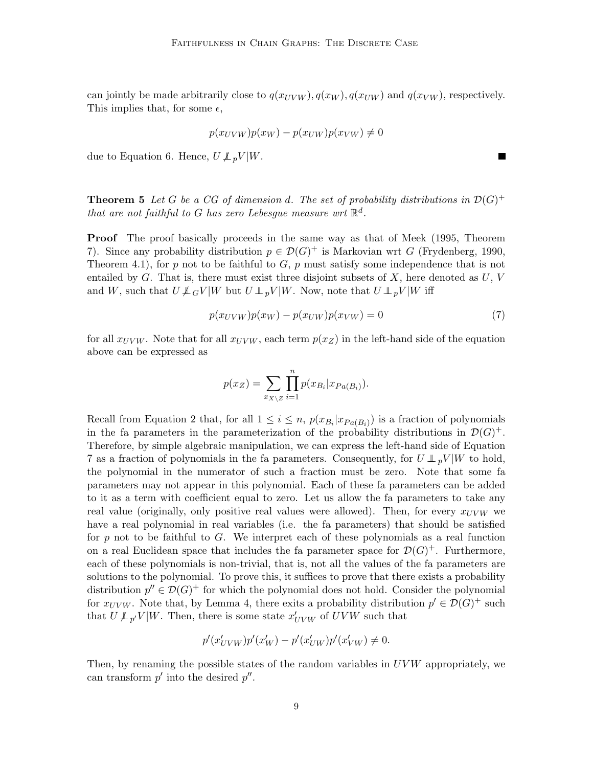can jointly be made arbitrarily close to $q(x_{UVW}), q(x_W), q(x_{UW})$ and $q(x_{VW})$, respectively. This implies that, for some $\epsilon$,

$$p(x_{UVW})p(x_W) - p(x_{UW})p(x_{VW}) \neq 0$$

due to Equation 6. Hence, $U \not\perp\!\!\!\perp_p V|W$. ■

**Theorem 5** *Let $G$ be a CG of dimension $d$. The set of probability distributions in $\mathcal{D}(G)^+$ that are not faithful to $G$ has zero Lebesgue measure wrt $\mathbb{R}^d$.*

**Proof** The proof basically proceeds in the same way as that of Meek (1995, Theorem 7). Since any probability distribution $p \in \mathcal{D}(G)^+$ is Markovian wrt $G$ (Frydenberg, 1990, Theorem 4.1), for $p$ not to be faithful to $G$, $p$ must satisfy some independence that is not entailed by $G$. That is, there must exist three disjoint subsets of $X$, here denoted as $U$, $V$ and $W$, such that $U \not\perp\!\!\!\perp_G V|W$ but $U \perp\!\!\!\perp_p V|W$. Now, note that $U \perp\!\!\!\perp_p V|W$ iff

$$p(x_{UVW})p(x_W) - p(x_{UW})p(x_{VW}) = 0 \tag{7}$$

for all $x_{UVW}$. Note that for all $x_{UVW}$, each term $p(x_Z)$ in the left-hand side of the equation above can be expressed as

$$p(x_Z) = \sum_{x_{X\setminus Z}} \prod_{i=1}^{n} p(x_{B_i}|x_{Pa(B_i)}).$$

Recall from Equation 2 that, for all $1 \leq i \leq n$, $p(x_{B_i}|x_{Pa(B_i)})$ is a fraction of polynomials in the fa parameters in the parameterization of the probability distributions in $\mathcal{D}(G)^+$. Therefore, by simple algebraic manipulation, we can express the left-hand side of Equation 7 as a fraction of polynomials in the fa parameters. Consequently, for $U \perp\!\!\!\perp_p V|W$ to hold, the polynomial in the numerator of such a fraction must be zero. Note that some fa parameters may not appear in this polynomial. Each of these fa parameters can be added to it as a term with coefficient equal to zero. Let us allow the fa parameters to take any real value (originally, only positive real values were allowed). Then, for every $x_{UVW}$ we have a real polynomial in real variables (i.e. the fa parameters) that should be satisfied for $p$ not to be faithful to $G$. We interpret each of these polynomials as a real function on a real Euclidean space that includes the fa parameter space for $\mathcal{D}(G)^+$. Furthermore, each of these polynomials is non-trivial, that is, not all the values of the fa parameters are solutions to the polynomial. To prove this, it suffices to prove that there exists a probability distribution $p'' \in \mathcal{D}(G)^+$ for which the polynomial does not hold. Consider the polynomial for $x_{UVW}$. Note that, by Lemma 4, there exits a probability distribution $p' \in \mathcal{D}(G)^+$ such that $U \not\perp\!\!\!\perp_{p'} V|W$. Then, there is some state $x'_{UVW}$ of $UVW$ such that

$$p'(x'_{UVW})p'(x'_W) - p'(x'_{UW})p'(x'_{VW}) \neq 0.$$

Then, by renaming the possible states of the random variables in $UVW$ appropriately, we can transform $p'$ into the desired $p''$.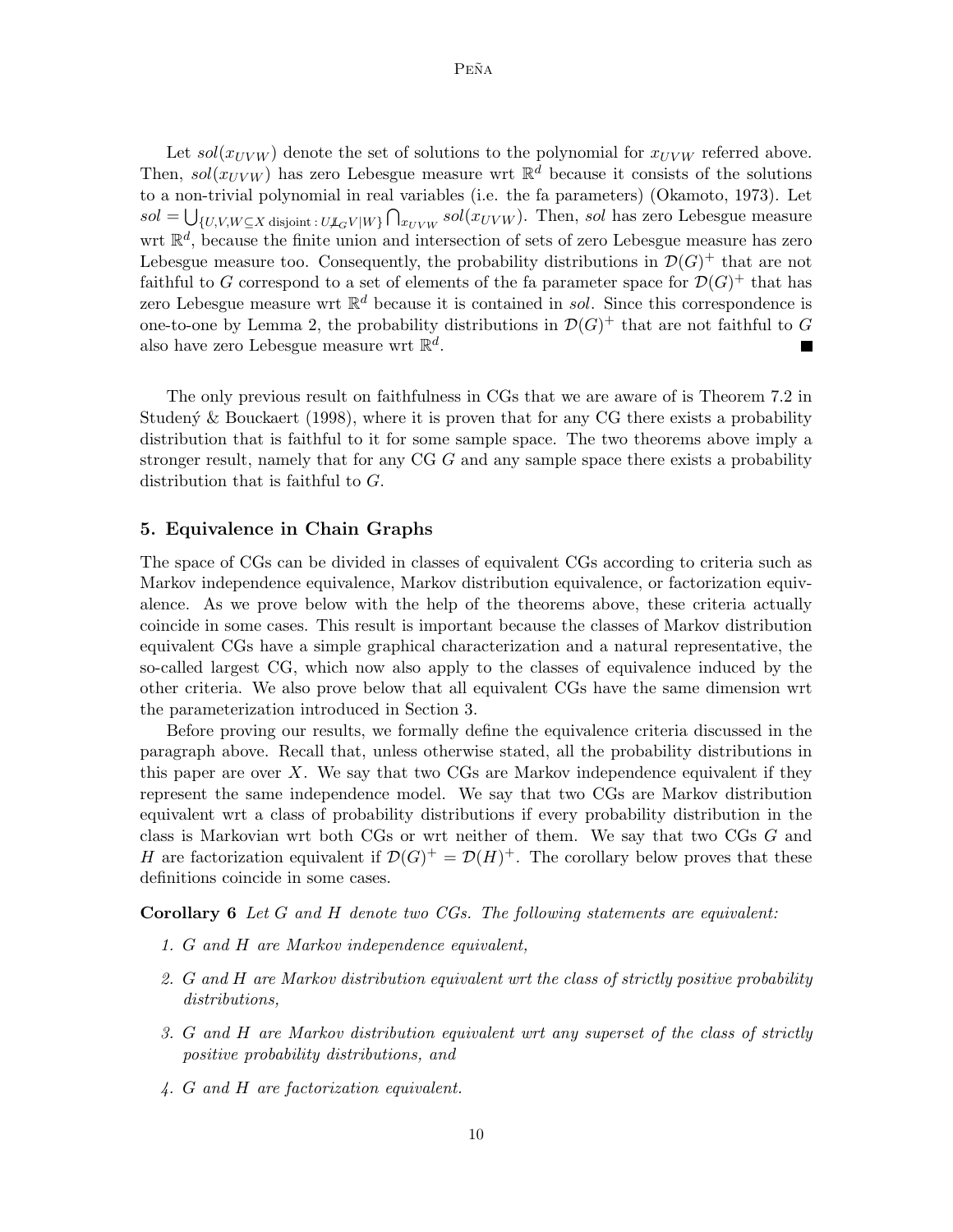Let $sol(x_{UVW})$ denote the set of solutions to the polynomial for $x_{UVW}$ referred above. Then, $sol(x_{UVW})$ has zero Lebesgue measure wrt $\mathbb{R}^d$ because it consists of the solutions to a non-trivial polynomial in real variables (i.e. the fa parameters) (Okamoto, 1973). Let $sol = \bigcup_{\{U,V,W \subseteq X \text{ disjoint} : U \not\perp_G V|W\}} \bigcap_{x_{UVW}} sol(x_{UVW})$. Then, $sol$ has zero Lebesgue measure wrt $\mathbb{R}^d$, because the finite union and intersection of sets of zero Lebesgue measure has zero Lebesgue measure too. Consequently, the probability distributions in $\mathcal{D}(G)^+$ that are not faithful to $G$ correspond to a set of elements of the fa parameter space for $\mathcal{D}(G)^+$ that has zero Lebesgue measure wrt $\mathbb{R}^d$ because it is contained in $sol$. Since this correspondence is one-to-one by Lemma 2, the probability distributions in $\mathcal{D}(G)^+$ that are not faithful to $G$ also have zero Lebesgue measure wrt $\mathbb{R}^d$. ∎

The only previous result on faithfulness in CGs that we are aware of is Theorem 7.2 in Studený & Bouckaert (1998), where it is proven that for any CG there exists a probability distribution that is faithful to it for some sample space. The two theorems above imply a stronger result, namely that for any CG $G$ and any sample space there exists a probability distribution that is faithful to $G$.

## 5. Equivalence in Chain Graphs

The space of CGs can be divided in classes of equivalent CGs according to criteria such as Markov independence equivalence, Markov distribution equivalence, or factorization equivalence. As we prove below with the help of the theorems above, these criteria actually coincide in some cases. This result is important because the classes of Markov distribution equivalent CGs have a simple graphical characterization and a natural representative, the so-called largest CG, which now also apply to the classes of equivalence induced by the other criteria. We also prove below that all equivalent CGs have the same dimension wrt the parameterization introduced in Section 3.

Before proving our results, we formally define the equivalence criteria discussed in the paragraph above. Recall that, unless otherwise stated, all the probability distributions in this paper are over $X$. We say that two CGs are Markov independence equivalent if they represent the same independence model. We say that two CGs are Markov distribution equivalent wrt a class of probability distributions if every probability distribution in the class is Markovian wrt both CGs or wrt neither of them. We say that two CGs $G$ and $H$ are factorization equivalent if $\mathcal{D}(G)^+ = \mathcal{D}(H)^+$. The corollary below proves that these definitions coincide in some cases.

**Corollary 6** *Let $G$ and $H$ denote two CGs. The following statements are equivalent:*

1. *$G$ and $H$ are Markov independence equivalent,*
2. *$G$ and $H$ are Markov distribution equivalent wrt the class of strictly positive probability distributions,*
3. *$G$ and $H$ are Markov distribution equivalent wrt any superset of the class of strictly positive probability distributions, and*
4. *$G$ and $H$ are factorization equivalent.*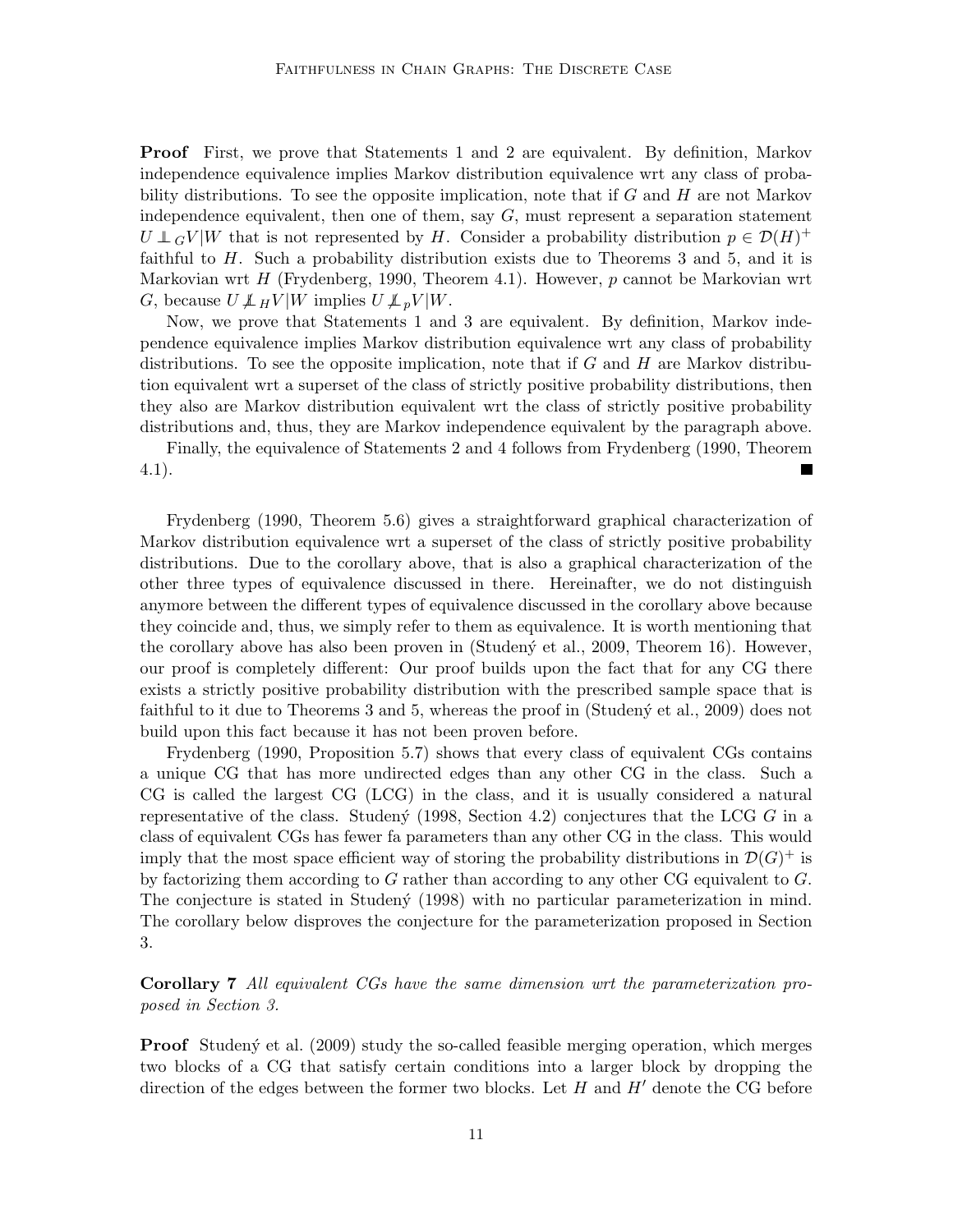**Proof** First, we prove that Statements 1 and 2 are equivalent. By definition, Markov independence equivalence implies Markov distribution equivalence wrt any class of probability distributions. To see the opposite implication, note that if $G$ and $H$ are not Markov independence equivalent, then one of them, say $G$, must represent a separation statement $U \perp\!\!\!\perp_G V|W$ that is not represented by $H$. Consider a probability distribution $p \in \mathcal{D}(H)^+$ faithful to $H$. Such a probability distribution exists due to Theorems 3 and 5, and it is Markovian wrt $H$ (Frydenberg, 1990, Theorem 4.1). However, $p$ cannot be Markovian wrt $G$, because $U \not\perp\!\!\!\perp_H V|W$ implies $U \not\perp\!\!\!\perp_p V|W$.

Now, we prove that Statements 1 and 3 are equivalent. By definition, Markov independence equivalence implies Markov distribution equivalence wrt any class of probability distributions. To see the opposite implication, note that if $G$ and $H$ are Markov distribution equivalent wrt a superset of the class of strictly positive probability distributions, then they also are Markov distribution equivalent wrt the class of strictly positive probability distributions and, thus, they are Markov independence equivalent by the paragraph above.

Finally, the equivalence of Statements 2 and 4 follows from Frydenberg (1990, Theorem 4.1). ∎

Frydenberg (1990, Theorem 5.6) gives a straightforward graphical characterization of Markov distribution equivalence wrt a superset of the class of strictly positive probability distributions. Due to the corollary above, that is also a graphical characterization of the other three types of equivalence discussed in there. Hereinafter, we do not distinguish anymore between the different types of equivalence discussed in the corollary above because they coincide and, thus, we simply refer to them as equivalence. It is worth mentioning that the corollary above has also been proven in (Studený et al., 2009, Theorem 16). However, our proof is completely different: Our proof builds upon the fact that for any CG there exists a strictly positive probability distribution with the prescribed sample space that is faithful to it due to Theorems 3 and 5, whereas the proof in (Studený et al., 2009) does not build upon this fact because it has not been proven before.

Frydenberg (1990, Proposition 5.7) shows that every class of equivalent CGs contains a unique CG that has more undirected edges than any other CG in the class. Such a CG is called the largest CG (LCG) in the class, and it is usually considered a natural representative of the class. Studený (1998, Section 4.2) conjectures that the LCG $G$ in a class of equivalent CGs has fewer fa parameters than any other CG in the class. This would imply that the most space efficient way of storing the probability distributions in $\mathcal{D}(G)^+$ is by factorizing them according to $G$ rather than according to any other CG equivalent to $G$. The conjecture is stated in Studený (1998) with no particular parameterization in mind. The corollary below disproves the conjecture for the parameterization proposed in Section 3.

**Corollary 7** *All equivalent CGs have the same dimension wrt the parameterization proposed in Section 3.*

**Proof** Studený et al. (2009) study the so-called feasible merging operation, which merges two blocks of a CG that satisfy certain conditions into a larger block by dropping the direction of the edges between the former two blocks. Let $H$ and $H'$ denote the CG before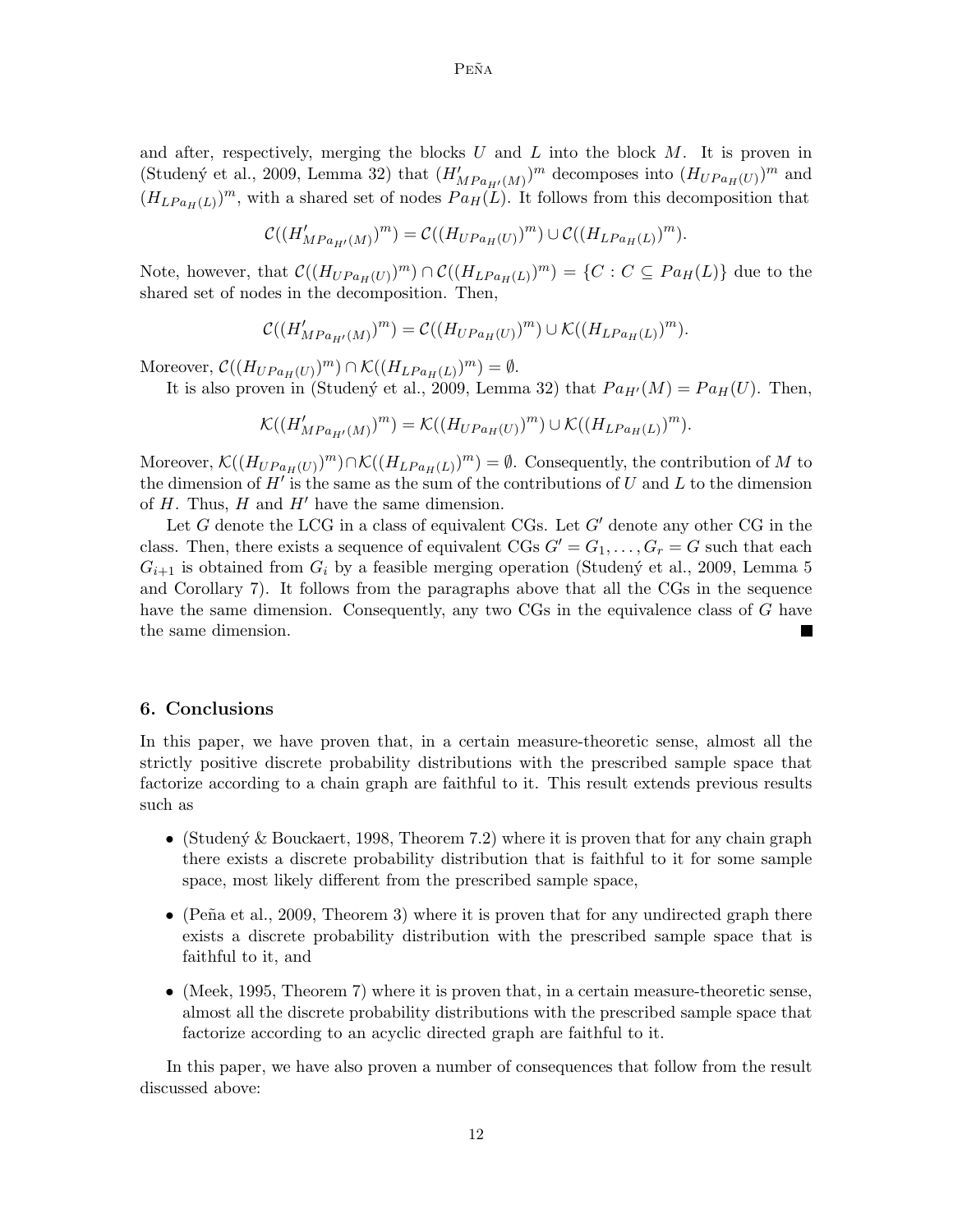and after, respectively, merging the blocks $U$ and $L$ into the block $M$. It is proven in (Studený et al., 2009, Lemma 32) that $(H'_{MPa_{H'}(M)})^m$ decomposes into $(H_{UPa_H(U)})^m$ and $(H_{LPa_H(L)})^m$, with a shared set of nodes $Pa_H(L)$. It follows from this decomposition that

$$\mathcal{C}((H'_{MPa_{H'}(M)})^m) = \mathcal{C}((H_{UPa_H(U)})^m) \cup \mathcal{C}((H_{LPa_H(L)})^m).$$

Note, however, that $\mathcal{C}((H_{UPa_H(U)})^m) \cap \mathcal{C}((H_{LPa_H(L)})^m) = \{C : C \subseteq Pa_H(L)\}$ due to the shared set of nodes in the decomposition. Then,

$$\mathcal{C}((H'_{MPa_{H'}(M)})^m) = \mathcal{C}((H_{UPa_H(U)})^m) \cup \mathcal{K}((H_{LPa_H(L)})^m).$$

Moreover, $\mathcal{C}((H_{UPa_H(U)})^m) \cap \mathcal{K}((H_{LPa_H(L)})^m) = \emptyset$.

It is also proven in (Studený et al., 2009, Lemma 32) that $Pa_{H'}(M) = Pa_H(U)$. Then,

$$\mathcal{K}((H'_{MPa_{H'}(M)})^m) = \mathcal{K}((H_{UPa_H(U)})^m) \cup \mathcal{K}((H_{LPa_H(L)})^m).$$

Moreover, $\mathcal{K}((H_{UPa_H(U)})^m) \cap \mathcal{K}((H_{LPa_H(L)})^m) = \emptyset$. Consequently, the contribution of $M$ to the dimension of $H'$ is the same as the sum of the contributions of $U$ and $L$ to the dimension of $H$. Thus, $H$ and $H'$ have the same dimension.

Let $G$ denote the LCG in a class of equivalent CGs. Let $G'$ denote any other CG in the class. Then, there exists a sequence of equivalent CGs $G' = G_1, \ldots, G_r = G$ such that each $G_{i+1}$ is obtained from $G_i$ by a feasible merging operation (Studený et al., 2009, Lemma 5 and Corollary 7). It follows from the paragraphs above that all the CGs in the sequence have the same dimension. Consequently, any two CGs in the equivalence class of $G$ have the same dimension. ■

## 6. Conclusions

In this paper, we have proven that, in a certain measure-theoretic sense, almost all the strictly positive discrete probability distributions with the prescribed sample space that factorize according to a chain graph are faithful to it. This result extends previous results such as

- (Studený & Bouckaert, 1998, Theorem 7.2) where it is proven that for any chain graph there exists a discrete probability distribution that is faithful to it for some sample space, most likely different from the prescribed sample space,
- (Peña et al., 2009, Theorem 3) where it is proven that for any undirected graph there exists a discrete probability distribution with the prescribed sample space that is faithful to it, and
- (Meek, 1995, Theorem 7) where it is proven that, in a certain measure-theoretic sense, almost all the discrete probability distributions with the prescribed sample space that factorize according to an acyclic directed graph are faithful to it.

In this paper, we have also proven a number of consequences that follow from the result discussed above: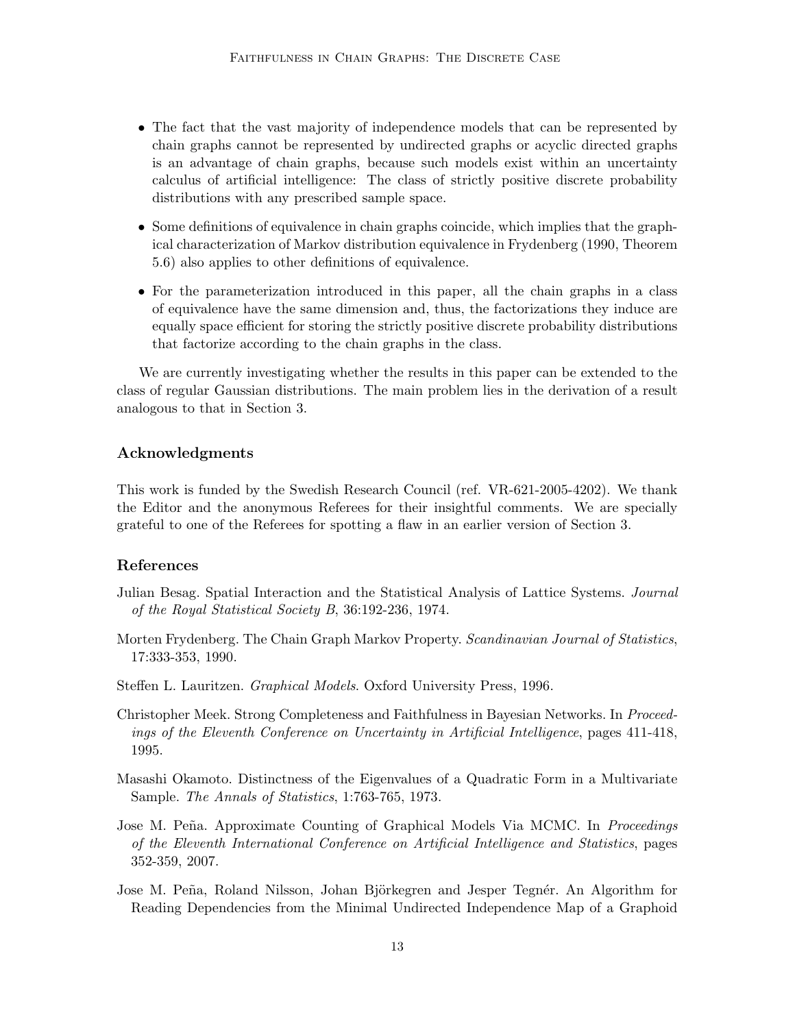- The fact that the vast majority of independence models that can be represented by chain graphs cannot be represented by undirected graphs or acyclic directed graphs is an advantage of chain graphs, because such models exist within an uncertainty calculus of artificial intelligence: The class of strictly positive discrete probability distributions with any prescribed sample space.
- Some definitions of equivalence in chain graphs coincide, which implies that the graphical characterization of Markov distribution equivalence in Frydenberg (1990, Theorem 5.6) also applies to other definitions of equivalence.
- For the parameterization introduced in this paper, all the chain graphs in a class of equivalence have the same dimension and, thus, the factorizations they induce are equally space efficient for storing the strictly positive discrete probability distributions that factorize according to the chain graphs in the class.

We are currently investigating whether the results in this paper can be extended to the class of regular Gaussian distributions. The main problem lies in the derivation of a result analogous to that in Section 3.

## Acknowledgments

This work is funded by the Swedish Research Council (ref. VR-621-2005-4202). We thank the Editor and the anonymous Referees for their insightful comments. We are specially grateful to one of the Referees for spotting a flaw in an earlier version of Section 3.

## References

Julian Besag. Spatial Interaction and the Statistical Analysis of Lattice Systems. *Journal of the Royal Statistical Society B*, 36:192-236, 1974.

Morten Frydenberg. The Chain Graph Markov Property. *Scandinavian Journal of Statistics*, 17:333-353, 1990.

Steffen L. Lauritzen. *Graphical Models*. Oxford University Press, 1996.

Christopher Meek. Strong Completeness and Faithfulness in Bayesian Networks. In *Proceedings of the Eleventh Conference on Uncertainty in Artificial Intelligence*, pages 411-418, 1995.

Masashi Okamoto. Distinctness of the Eigenvalues of a Quadratic Form in a Multivariate Sample. *The Annals of Statistics*, 1:763-765, 1973.

Jose M. Peña. Approximate Counting of Graphical Models Via MCMC. In *Proceedings of the Eleventh International Conference on Artificial Intelligence and Statistics*, pages 352-359, 2007.

Jose M. Peña, Roland Nilsson, Johan Björkegren and Jesper Tegnér. An Algorithm for Reading Dependencies from the Minimal Undirected Independence Map of a Graphoid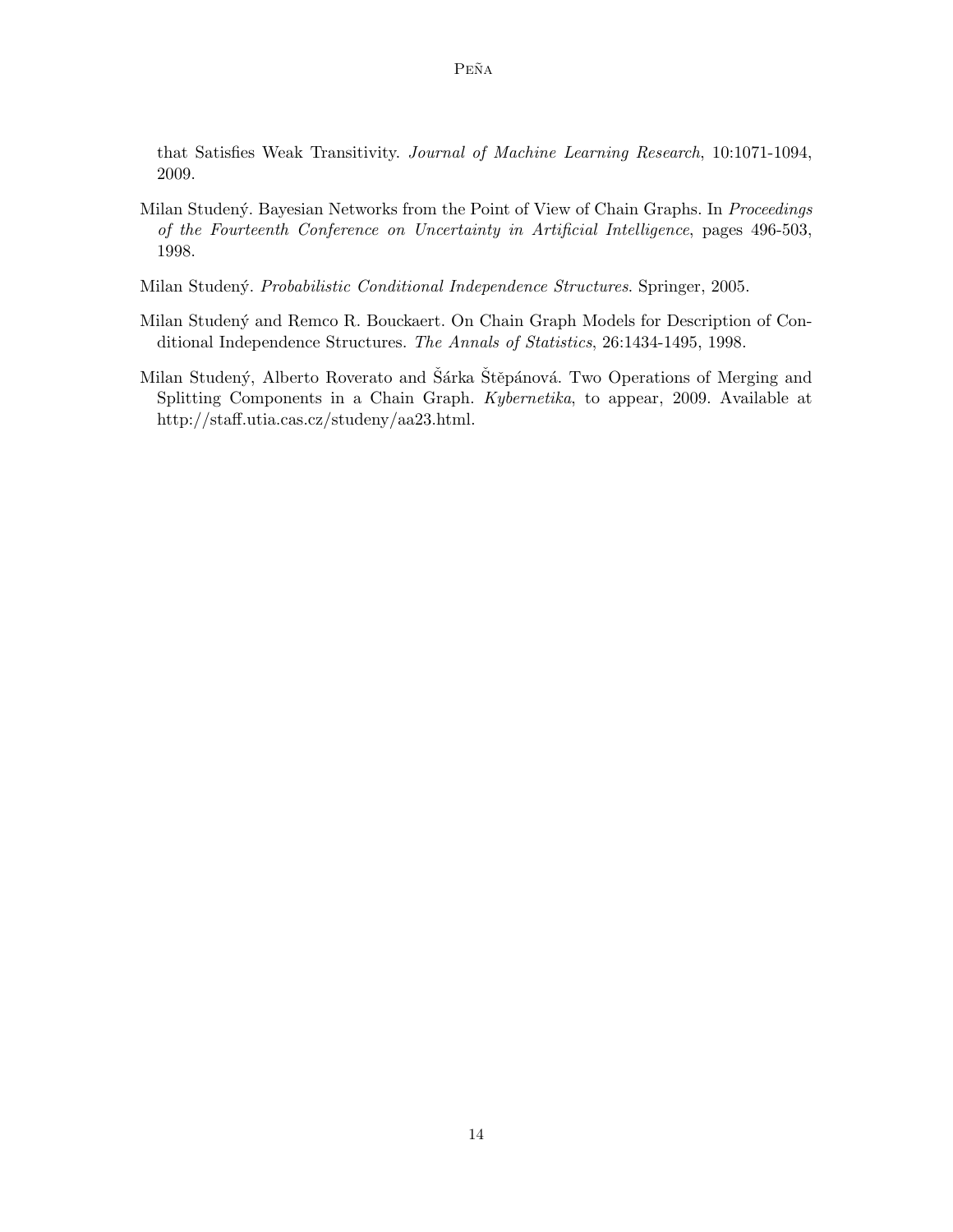that Satisfies Weak Transitivity. *Journal of Machine Learning Research*, 10:1071-1094, 2009.

Milan Studený. Bayesian Networks from the Point of View of Chain Graphs. In *Proceedings of the Fourteenth Conference on Uncertainty in Artificial Intelligence*, pages 496-503, 1998.

Milan Studený. *Probabilistic Conditional Independence Structures*. Springer, 2005.

Milan Studený and Remco R. Bouckaert. On Chain Graph Models for Description of Conditional Independence Structures. *The Annals of Statistics*, 26:1434-1495, 1998.

Milan Studený, Alberto Roverato and Šárka Štěpánová. Two Operations of Merging and Splitting Components in a Chain Graph. *Kybernetika*, to appear, 2009. Available at http://staff.utia.cas.cz/studeny/aa23.html.